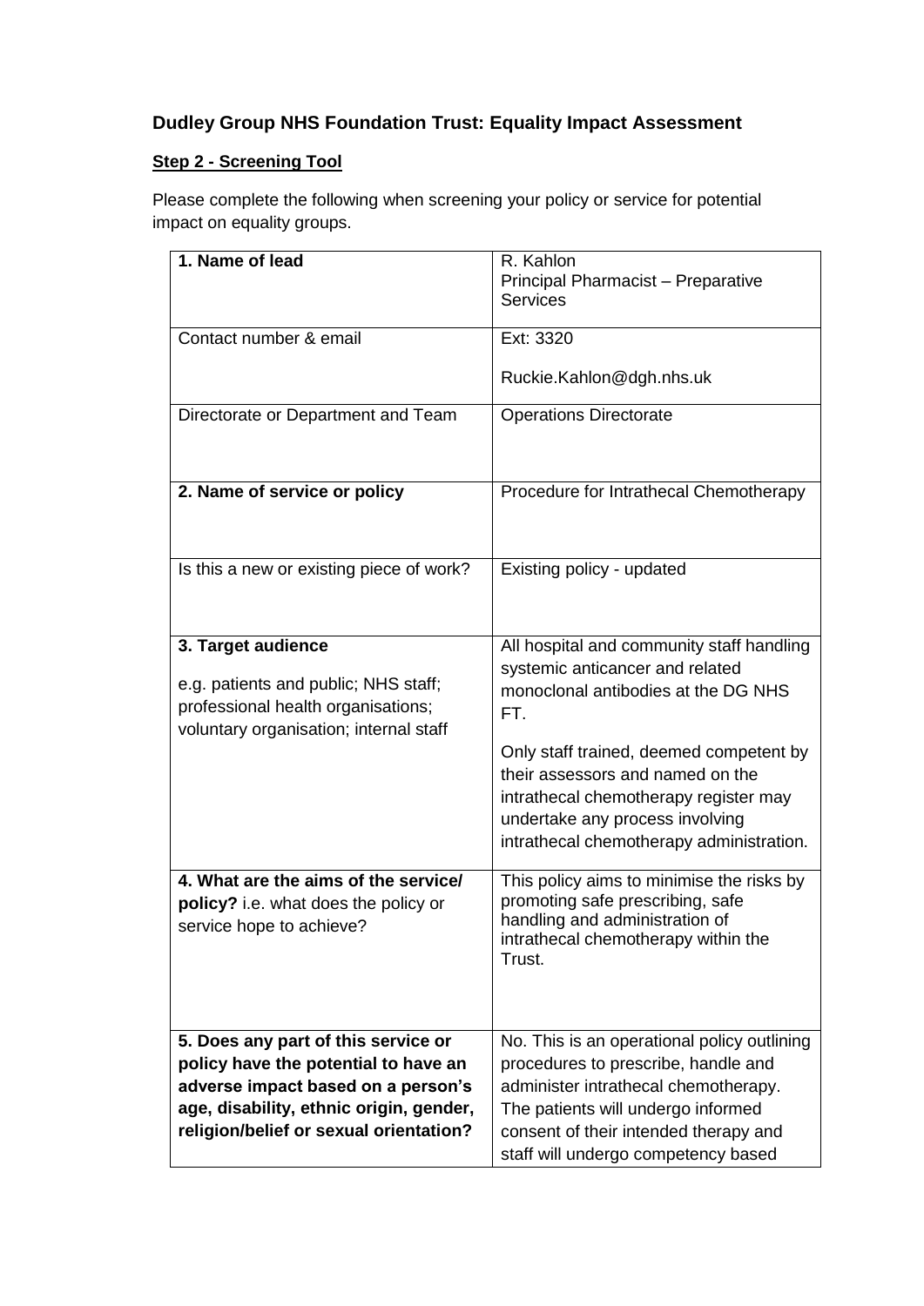## Dudley Group NHS Foundation Trust: Equality Impact Assessment

**Step 2 - Screening Tool**

Please complete the following when screening your policy or service for potential impact on equality groups.

| | |
|---|---|
| **1. Name of lead** | R. Kahlon<br>Principal Pharmacist – Preparative Services |
| Contact number & email | Ext: 3320<br><br>Ruckie.Kahlon@dgh.nhs.uk |
| Directorate or Department and Team | Operations Directorate |
| **2. Name of service or policy** | Procedure for Intrathecal Chemotherapy |
| Is this a new or existing piece of work? | Existing policy - updated |
| **3. Target audience**<br><br>e.g. patients and public; NHS staff; professional health organisations; voluntary organisation; internal staff | All hospital and community staff handling systemic anticancer and related monoclonal antibodies at the DG NHS FT.<br><br>Only staff trained, deemed competent by their assessors and named on the intrathecal chemotherapy register may undertake any process involving intrathecal chemotherapy administration. |
| **4. What are the aims of the service/ policy?** i.e. what does the policy or service hope to achieve? | This policy aims to minimise the risks by promoting safe prescribing, safe handling and administration of intrathecal chemotherapy within the Trust. |
| **5. Does any part of this service or policy have the potential to have an adverse impact based on a person's age, disability, ethnic origin, gender, religion/belief or sexual orientation?** | No. This is an operational policy outlining procedures to prescribe, handle and administer intrathecal chemotherapy. The patients will undergo informed consent of their intended therapy and staff will undergo competency based |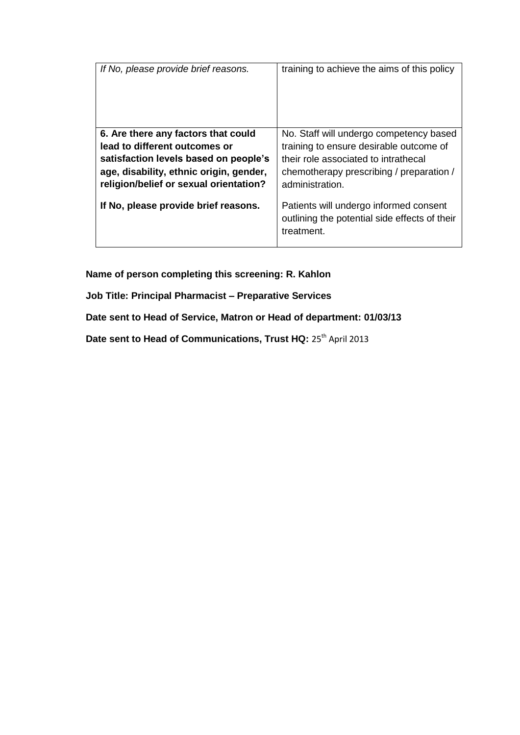| | |
|---|---|
| *If No, please provide brief reasons.* | training to achieve the aims of this policy |
| **6. Are there any factors that could lead to different outcomes or satisfaction levels based on people's age, disability, ethnic origin, gender, religion/belief or sexual orientation?**<br><br>**If No, please provide brief reasons.** | No. Staff will undergo competency based training to ensure desirable outcome of their role associated to intrathecal chemotherapy prescribing / preparation / administration.<br><br>Patients will undergo informed consent outlining the potential side effects of their treatment. |

**Name of person completing this screening: R. Kahlon**

**Job Title: Principal Pharmacist – Preparative Services**

**Date sent to Head of Service, Matron or Head of department: 01/03/13**

**Date sent to Head of Communications, Trust HQ:** 25th April 2013